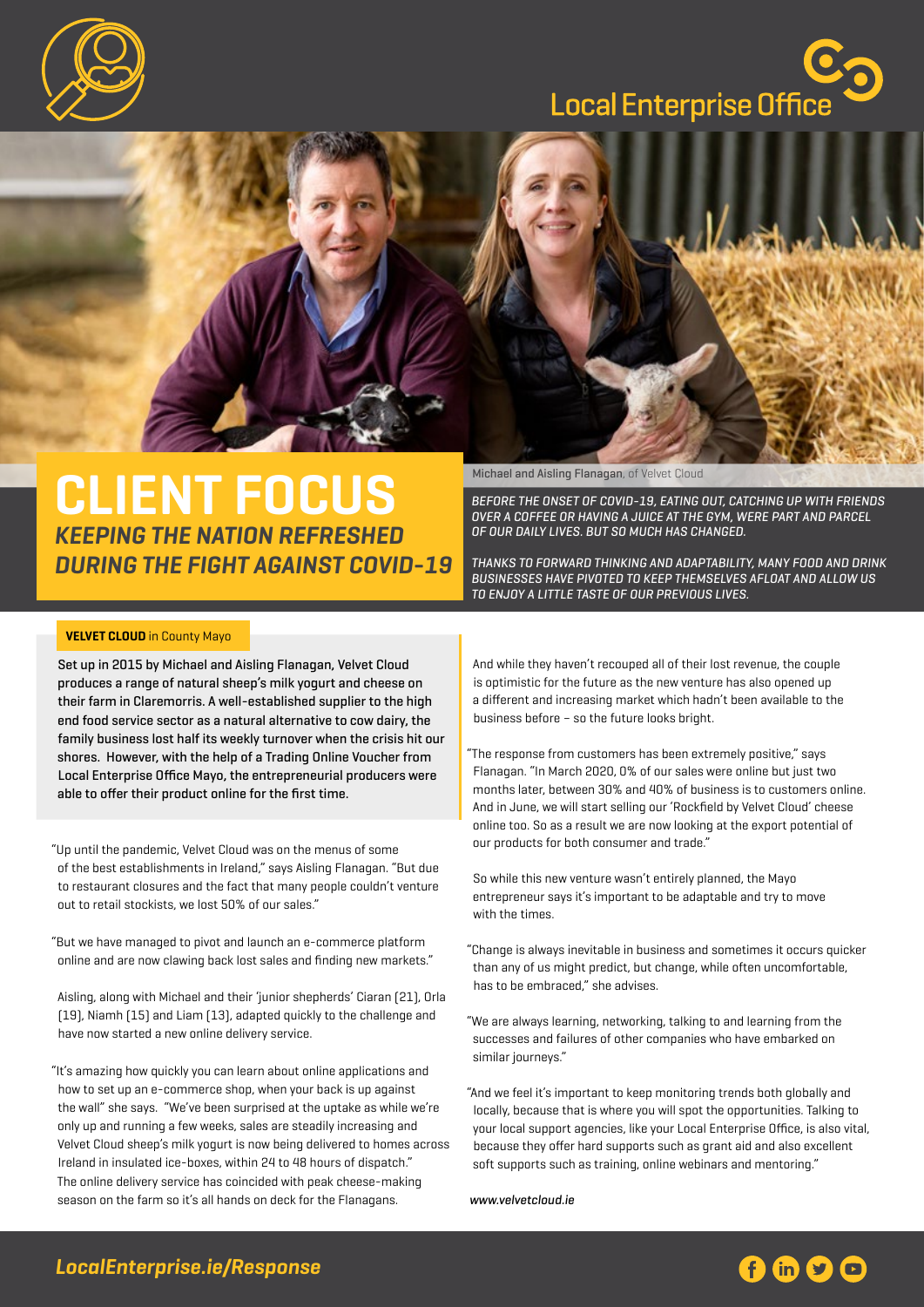Local Enterprise Office

# CLIENT FOCUS

## *KEEPING THE NATION REFRESHED DURING THE FIGHT AGAINST COVID-19*

Michael and Aisling Flanagan, of Velvet Cloud

*BEFORE THE ONSET OF COVID-19, EATING OUT, CATCHING UP WITH FRIENDS OVER A COFFEE OR HAVING A JUICE AT THE GYM, WERE PART AND PARCEL OF OUR DAILY LIVES. BUT SO MUCH HAS CHANGED.*

*THANKS TO FORWARD THINKING AND ADAPTABILITY, MANY FOOD AND DRINK BUSINESSES HAVE PIVOTED TO KEEP THEMSELVES AFLOAT AND ALLOW US TO ENJOY A LITTLE TASTE OF OUR PREVIOUS LIVES.*

**VELVET CLOUD** in County Mayo

Set up in 2015 by Michael and Aisling Flanagan, Velvet Cloud produces a range of natural sheep's milk yogurt and cheese on their farm in Claremorris. A well-established supplier to the high end food service sector as a natural alternative to cow dairy, the family business lost half its weekly turnover when the crisis hit our shores. However, with the help of a Trading Online Voucher from Local Enterprise Office Mayo, the entrepreneurial producers were able to offer their product online for the first time.

"Up until the pandemic, Velvet Cloud was on the menus of some of the best establishments in Ireland," says Aisling Flanagan. "But due to restaurant closures and the fact that many people couldn't venture out to retail stockists, we lost 50% of our sales."

"But we have managed to pivot and launch an e-commerce platform online and are now clawing back lost sales and finding new markets."

Aisling, along with Michael and their 'junior shepherds' Ciaran (21), Orla (19), Niamh (15) and Liam (13), adapted quickly to the challenge and have now started a new online delivery service.

"It's amazing how quickly you can learn about online applications and how to set up an e-commerce shop, when your back is up against the wall" she says. "We've been surprised at the uptake as while we're only up and running a few weeks, sales are steadily increasing and Velvet Cloud sheep's milk yogurt is now being delivered to homes across Ireland in insulated ice-boxes, within 24 to 48 hours of dispatch." The online delivery service has coincided with peak cheese-making season on the farm so it's all hands on deck for the Flanagans.

And while they haven't recouped all of their lost revenue, the couple is optimistic for the future as the new venture has also opened up a different and increasing market which hadn't been available to the business before – so the future looks bright.

"The response from customers has been extremely positive," says Flanagan. "In March 2020, 0% of our sales were online but just two months later, between 30% and 40% of business is to customers online. And in June, we will start selling our 'Rockfield by Velvet Cloud' cheese online too. So as a result we are now looking at the export potential of our products for both consumer and trade."

So while this new venture wasn't entirely planned, the Mayo entrepreneur says it's important to be adaptable and try to move with the times.

"Change is always inevitable in business and sometimes it occurs quicker than any of us might predict, but change, while often uncomfortable, has to be embraced," she advises.

"We are always learning, networking, talking to and learning from the successes and failures of other companies who have embarked on similar journeys."

"And we feel it's important to keep monitoring trends both globally and locally, because that is where you will spot the opportunities. Talking to your local support agencies, like your Local Enterprise Office, is also vital, because they offer hard supports such as grant aid and also excellent soft supports such as training, online webinars and mentoring."

*www.velvetcloud.ie*

*LocalEnterprise.ie/Response*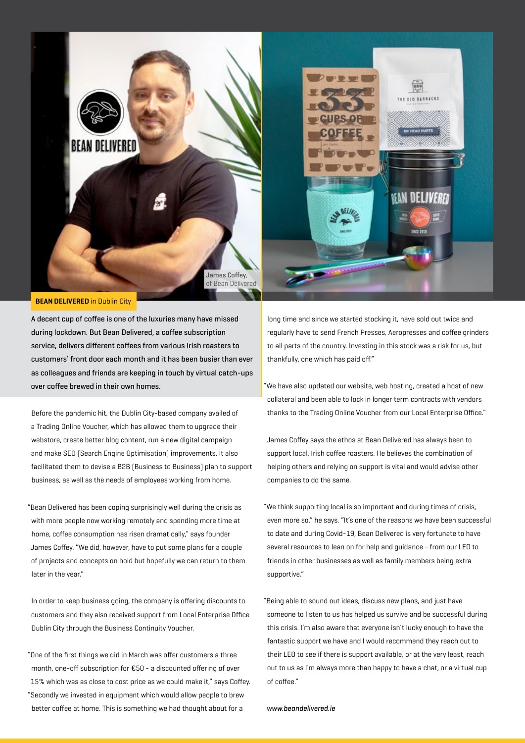James Coffey, of Bean Delivered

**BEAN DELIVERED** in Dublin City

**A decent cup of coffee is one of the luxuries many have missed during lockdown. But Bean Delivered, a coffee subscription service, delivers different coffees from various Irish roasters to customers' front door each month and it has been busier than ever as colleagues and friends are keeping in touch by virtual catch-ups over coffee brewed in their own homes.**

Before the pandemic hit, the Dublin City-based company availed of a Trading Online Voucher, which has allowed them to upgrade their webstore, create better blog content, run a new digital campaign and make SEO (Search Engine Optimisation) improvements. It also facilitated them to devise a B2B (Business to Business) plan to support business, as well as the needs of employees working from home.

"Bean Delivered has been coping surprisingly well during the crisis as with more people now working remotely and spending more time at home, coffee consumption has risen dramatically," says founder James Coffey. "We did, however, have to put some plans for a couple of projects and concepts on hold but hopefully we can return to them later in the year."

In order to keep business going, the company is offering discounts to customers and they also received support from Local Enterprise Office Dublin City through the Business Continuity Voucher.

"One of the first things we did in March was offer customers a three month, one-off subscription for €50 - a discounted offering of over 15% which was as close to cost price as we could make it," says Coffey. "Secondly we invested in equipment which would allow people to brew better coffee at home. This is something we had thought about for a long time and since we started stocking it, have sold out twice and regularly have to send French Presses, Aeropresses and coffee grinders to all parts of the country. Investing in this stock was a risk for us, but thankfully, one which has paid off."

"We have also updated our website, web hosting, created a host of new collateral and been able to lock in longer term contracts with vendors thanks to the Trading Online Voucher from our Local Enterprise Office."

James Coffey says the ethos at Bean Delivered has always been to support local, Irish coffee roasters. He believes the combination of helping others and relying on support is vital and would advise other companies to do the same.

"We think supporting local is so important and during times of crisis, even more so," he says. "It's one of the reasons we have been successful to date and during Covid-19, Bean Delivered is very fortunate to have several resources to lean on for help and guidance - from our LEO to friends in other businesses as well as family members being extra supportive."

"Being able to sound out ideas, discuss new plans, and just have someone to listen to us has helped us survive and be successful during this crisis. I'm also aware that everyone isn't lucky enough to have the fantastic support we have and I would recommend they reach out to their LEO to see if there is support available, or at the very least, reach out to us as I'm always more than happy to have a chat, or a virtual cup of coffee."

*www.beandelivered.ie*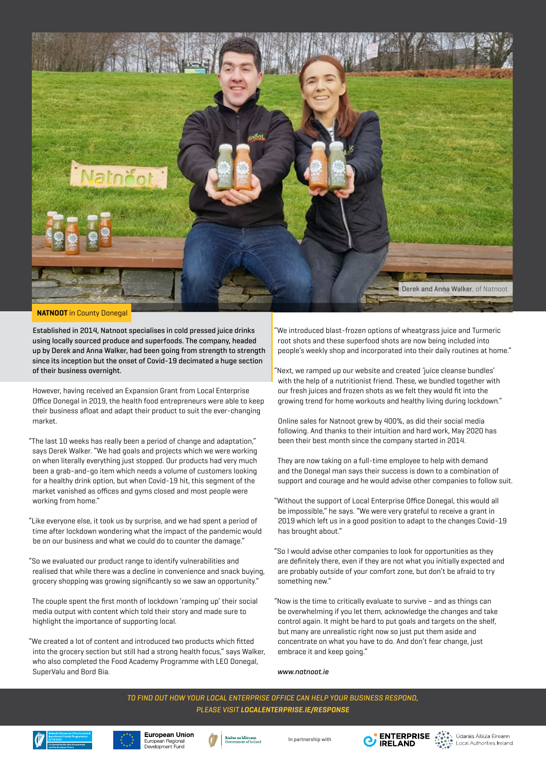Derek and Anna Walker, of Natnoot

**NATNOOT** in County Donegal

Established in 2014, Natnoot specialises in cold pressed juice drinks using locally sourced produce and superfoods. The company, headed up by Derek and Anna Walker, had been going from strength to strength since its inception but the onset of Covid-19 decimated a huge section of their business overnight.

However, having received an Expansion Grant from Local Enterprise Office Donegal in 2019, the health food entrepreneurs were able to keep their business afloat and adapt their product to suit the ever-changing market.

"The last 10 weeks has really been a period of change and adaptation," says Derek Walker. "We had goals and projects which we were working on when literally everything just stopped. Our products had very much been a grab-and-go item which needs a volume of customers looking for a healthy drink option, but when Covid-19 hit, this segment of the market vanished as offices and gyms closed and most people were working from home."

"Like everyone else, it took us by surprise, and we had spent a period of time after lockdown wondering what the impact of the pandemic would be on our business and what we could do to counter the damage."

"So we evaluated our product range to identify vulnerabilities and realised that while there was a decline in convenience and snack buying, grocery shopping was growing significantly so we saw an opportunity."

The couple spent the first month of lockdown 'ramping up' their social media output with content which told their story and made sure to highlight the importance of supporting local.

"We created a lot of content and introduced two products which fitted into the grocery section but still had a strong health focus," says Walker, who also completed the Food Academy Programme with LEO Donegal, SuperValu and Bord Bia.

"We introduced blast-frozen options of wheatgrass juice and Turmeric root shots and these superfood shots are now being included into people's weekly shop and incorporated into their daily routines at home."

"Next, we ramped up our website and created 'juice cleanse bundles' with the help of a nutritionist friend. These, we bundled together with our fresh juices and frozen shots as we felt they would fit into the growing trend for home workouts and healthy living during lockdown."

Online sales for Natnoot grew by 400%, as did their social media following. And thanks to their intuition and hard work, May 2020 has been their best month since the company started in 2014.

They are now taking on a full-time employee to help with demand and the Donegal man says their success is down to a combination of support and courage and he would advise other companies to follow suit.

"Without the support of Local Enterprise Office Donegal, this would all be impossible," he says. "We were very grateful to receive a grant in 2019 which left us in a good position to adapt to the changes Covid-19 has brought about."

"So I would advise other companies to look for opportunities as they are definitely there, even if they are not what you initially expected and are probably outside of your comfort zone, but don't be afraid to try something new."

"Now is the time to critically evaluate to survive – and as things can be overwhelming if you let them, acknowledge the changes and take control again. It might be hard to put goals and targets on the shelf, but many are unrealistic right now so just put them aside and concentrate on what you have to do. And don't fear change, just embrace it and keep going."

*www.natnoot.ie*

*TO FIND OUT HOW YOUR LOCAL ENTERPRISE OFFICE CAN HELP YOUR BUSINESS RESPOND, PLEASE VISIT **LOCALENTERPRISE.IE/RESPONSE***

European Union
European Regional Development Fund

Rialtas na hÉireann
Government of Ireland

In partnership with

ENTERPRISE IRELAND

Údaráis Áitiúla Éireann
Local Authorities Ireland